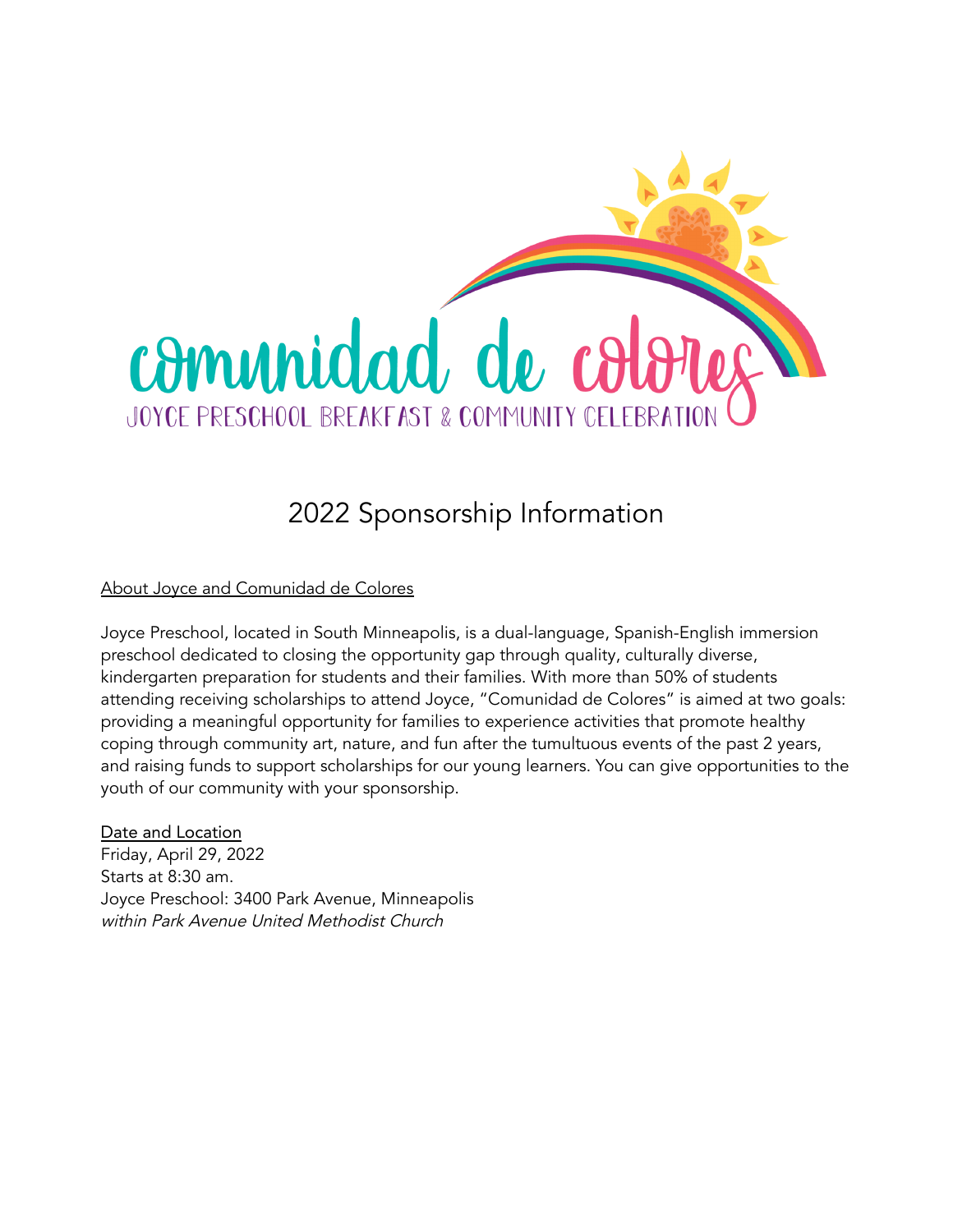# comunidad de colores

JOYCE PRESCHOOL BREAKFAST & COMMUNITY CELEBRATION

## 2022 Sponsorship Information

About Joyce and Comunidad de Colores

Joyce Preschool, located in South Minneapolis, is a dual-language, Spanish-English immersion preschool dedicated to closing the opportunity gap through quality, culturally diverse, kindergarten preparation for students and their families. With more than 50% of students attending receiving scholarships to attend Joyce, "Comunidad de Colores" is aimed at two goals: providing a meaningful opportunity for families to experience activities that promote healthy coping through community art, nature, and fun after the tumultuous events of the past 2 years, and raising funds to support scholarships for our young learners. You can give opportunities to the youth of our community with your sponsorship.

Date and Location

Friday, April 29, 2022
Starts at 8:30 am.
Joyce Preschool: 3400 Park Avenue, Minneapolis
*within Park Avenue United Methodist Church*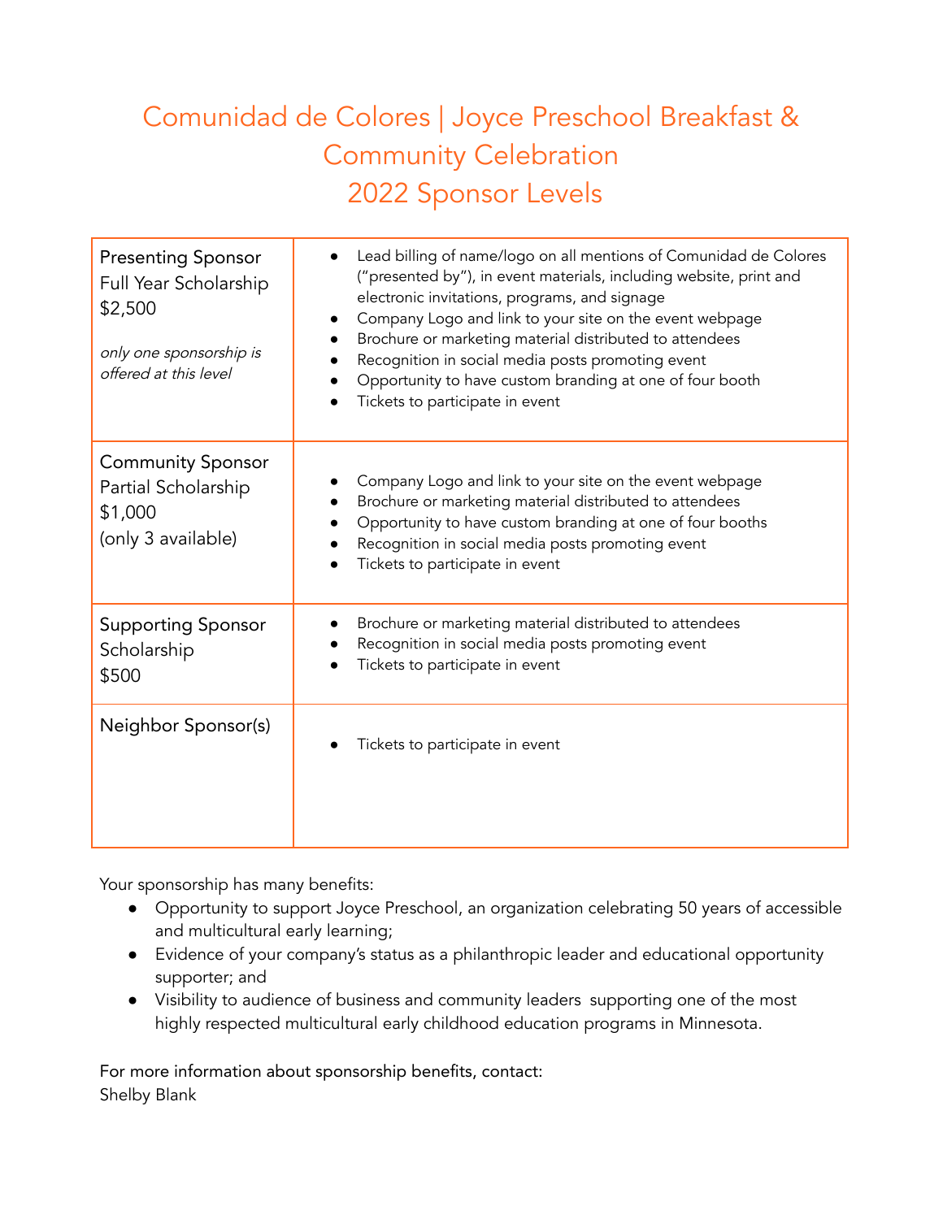# Comunidad de Colores | Joyce Preschool Breakfast & Community Celebration
# 2022 Sponsor Levels

| Sponsor Level | Benefits |
|---|---|
| Presenting Sponsor<br>Full Year Scholarship<br>$2,500<br><br>*only one sponsorship is offered at this level* | • Lead billing of name/logo on all mentions of Comunidad de Colores ("presented by"), in event materials, including website, print and electronic invitations, programs, and signage<br>• Company Logo and link to your site on the event webpage<br>• Brochure or marketing material distributed to attendees<br>• Recognition in social media posts promoting event<br>• Opportunity to have custom branding at one of four booth<br>• Tickets to participate in event |
| Community Sponsor<br>Partial Scholarship<br>$1,000<br>(only 3 available) | • Company Logo and link to your site on the event webpage<br>• Brochure or marketing material distributed to attendees<br>• Opportunity to have custom branding at one of four booths<br>• Recognition in social media posts promoting event<br>• Tickets to participate in event |
| Supporting Sponsor<br>Scholarship<br>$500 | • Brochure or marketing material distributed to attendees<br>• Recognition in social media posts promoting event<br>• Tickets to participate in event |
| Neighbor Sponsor(s) | • Tickets to participate in event |

Your sponsorship has many benefits:

- Opportunity to support Joyce Preschool, an organization celebrating 50 years of accessible and multicultural early learning;
- Evidence of your company's status as a philanthropic leader and educational opportunity supporter; and
- Visibility to audience of business and community leaders supporting one of the most highly respected multicultural early childhood education programs in Minnesota.

For more information about sponsorship benefits, contact:
Shelby Blank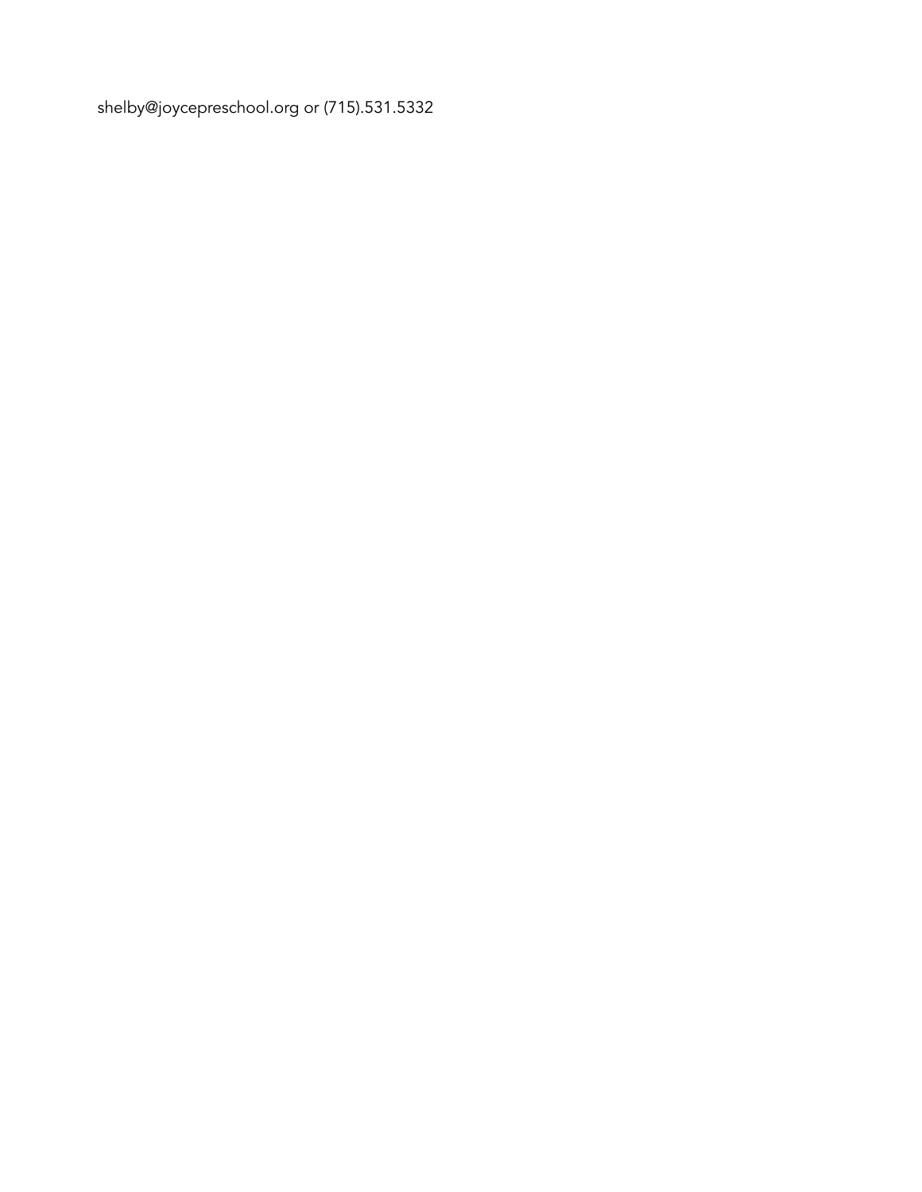shelby@joycepreschool.org or (715).531.5332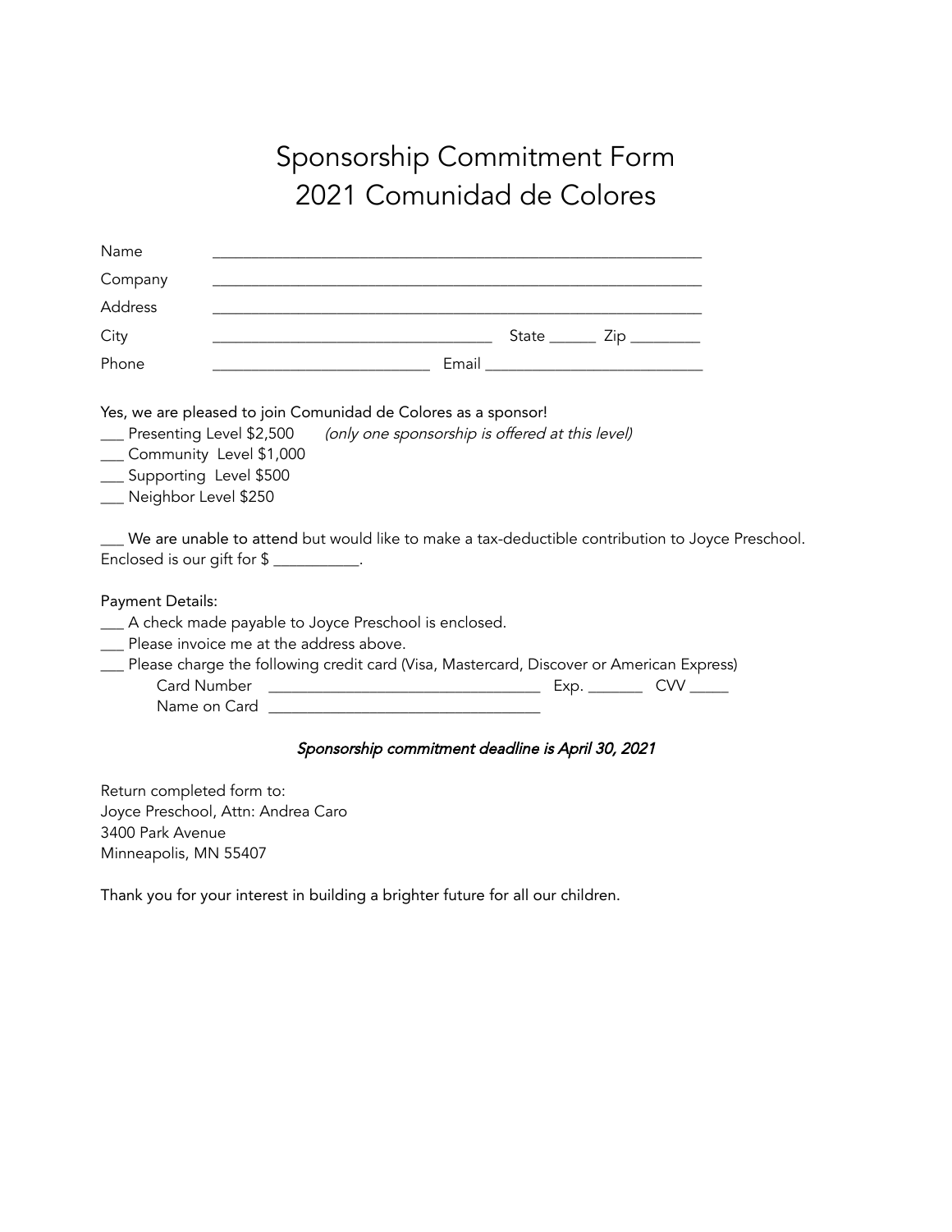# Sponsorship Commitment Form
# 2021 Comunidad de Colores

Name ____________________________________________________________

Company ____________________________________________________________

Address ____________________________________________________________

City __________________________________ State ______ Zip _________

Phone ___________________________ Email ___________________________

Yes, we are pleased to join Comunidad de Colores as a sponsor!

___ Presenting Level $2,500 *(only one sponsorship is offered at this level)*

___ Community Level $1,000

___ Supporting Level $500

___ Neighbor Level $250

___ We are unable to attend but would like to make a tax-deductible contribution to Joyce Preschool. Enclosed is our gift for $ ___________.

Payment Details:

___ A check made payable to Joyce Preschool is enclosed.

___ Please invoice me at the address above.

___ Please charge the following credit card (Visa, Mastercard, Discover or American Express)

Card Number __________________________________ Exp. _______ CVV _____

Name on Card __________________________________

*Sponsorship commitment deadline is April 30, 2021*

Return completed form to:
Joyce Preschool, Attn: Andrea Caro
3400 Park Avenue
Minneapolis, MN 55407

Thank you for your interest in building a brighter future for all our children.